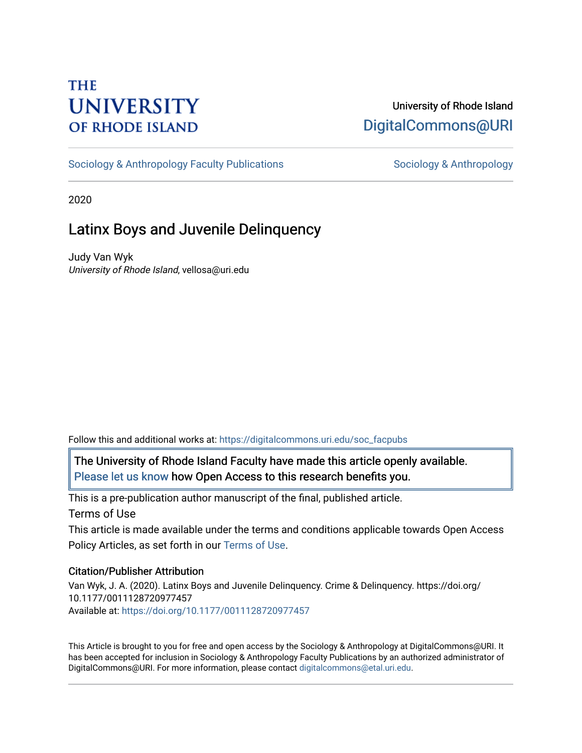THE UNIVERSITY OF RHODE ISLAND

University of Rhode Island
DigitalCommons@URI

Sociology & Anthropology Faculty Publications | Sociology & Anthropology

2020

# Latinx Boys and Juvenile Delinquency

Judy Van Wyk
*University of Rhode Island*, vellosa@uri.edu

Follow this and additional works at: https://digitalcommons.uri.edu/soc_facpubs

The University of Rhode Island Faculty have made this article openly available. Please let us know how Open Access to this research benefits you.

This is a pre-publication author manuscript of the final, published article.

Terms of Use

This article is made available under the terms and conditions applicable towards Open Access Policy Articles, as set forth in our Terms of Use.

### Citation/Publisher Attribution

Van Wyk, J. A. (2020). Latinx Boys and Juvenile Delinquency. Crime & Delinquency. https://doi.org/10.1177/0011128720977457
Available at: https://doi.org/10.1177/0011128720977457

This Article is brought to you for free and open access by the Sociology & Anthropology at DigitalCommons@URI. It has been accepted for inclusion in Sociology & Anthropology Faculty Publications by an authorized administrator of DigitalCommons@URI. For more information, please contact digitalcommons@etal.uri.edu.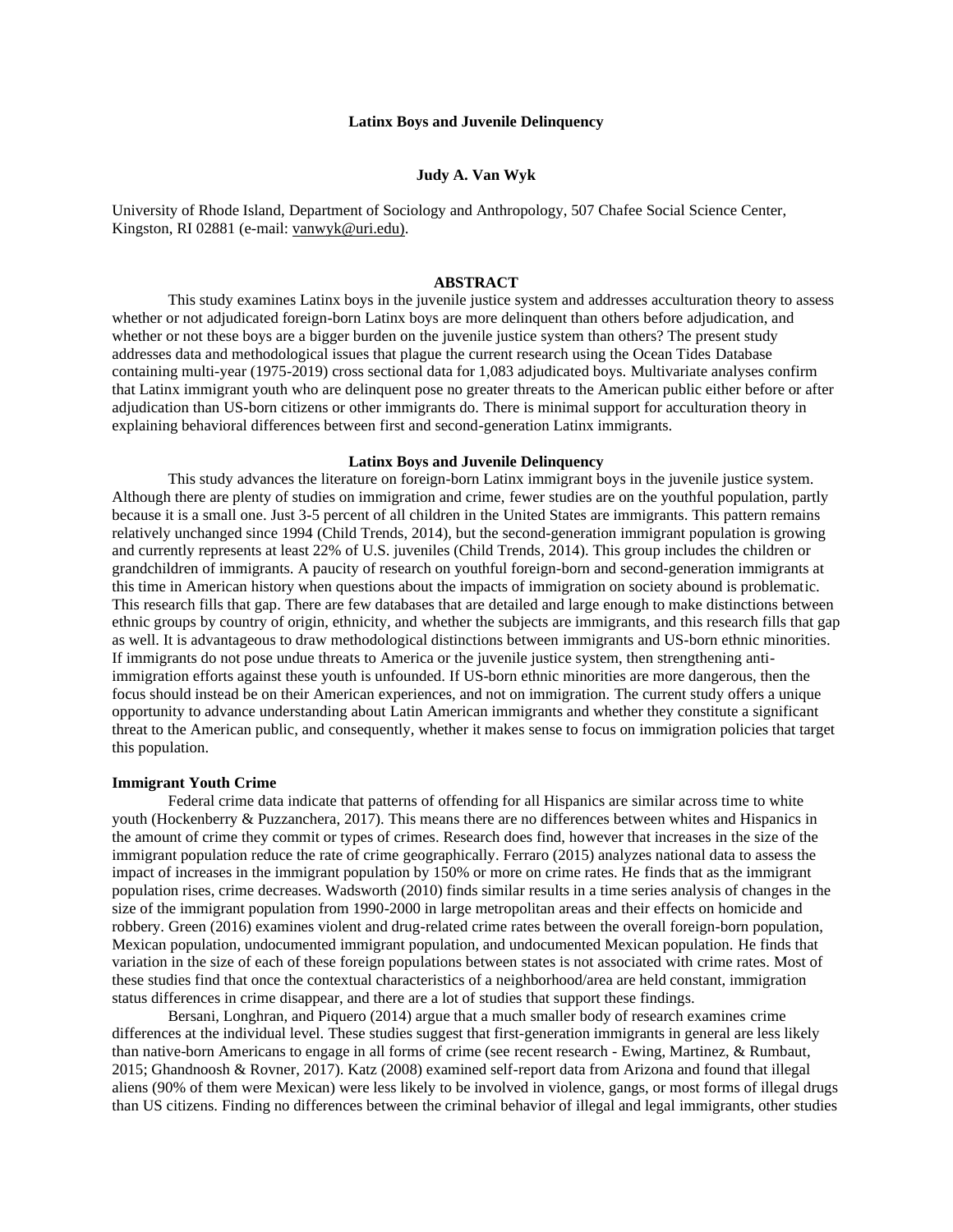**Latinx Boys and Juvenile Delinquency**

**Judy A. Van Wyk**

University of Rhode Island, Department of Sociology and Anthropology, 507 Chafee Social Science Center, Kingston, RI 02881 (e-mail: vanwyk@uri.edu).

**ABSTRACT**

This study examines Latinx boys in the juvenile justice system and addresses acculturation theory to assess whether or not adjudicated foreign-born Latinx boys are more delinquent than others before adjudication, and whether or not these boys are a bigger burden on the juvenile justice system than others? The present study addresses data and methodological issues that plague the current research using the Ocean Tides Database containing multi-year (1975-2019) cross sectional data for 1,083 adjudicated boys. Multivariate analyses confirm that Latinx immigrant youth who are delinquent pose no greater threats to the American public either before or after adjudication than US-born citizens or other immigrants do. There is minimal support for acculturation theory in explaining behavioral differences between first and second-generation Latinx immigrants.

**Latinx Boys and Juvenile Delinquency**

This study advances the literature on foreign-born Latinx immigrant boys in the juvenile justice system. Although there are plenty of studies on immigration and crime, fewer studies are on the youthful population, partly because it is a small one. Just 3-5 percent of all children in the United States are immigrants. This pattern remains relatively unchanged since 1994 (Child Trends, 2014), but the second-generation immigrant population is growing and currently represents at least 22% of U.S. juveniles (Child Trends, 2014). This group includes the children or grandchildren of immigrants. A paucity of research on youthful foreign-born and second-generation immigrants at this time in American history when questions about the impacts of immigration on society abound is problematic. This research fills that gap. There are few databases that are detailed and large enough to make distinctions between ethnic groups by country of origin, ethnicity, and whether the subjects are immigrants, and this research fills that gap as well. It is advantageous to draw methodological distinctions between immigrants and US-born ethnic minorities. If immigrants do not pose undue threats to America or the juvenile justice system, then strengthening anti-immigration efforts against these youth is unfounded. If US-born ethnic minorities are more dangerous, then the focus should instead be on their American experiences, and not on immigration. The current study offers a unique opportunity to advance understanding about Latin American immigrants and whether they constitute a significant threat to the American public, and consequently, whether it makes sense to focus on immigration policies that target this population.

**Immigrant Youth Crime**

Federal crime data indicate that patterns of offending for all Hispanics are similar across time to white youth (Hockenberry & Puzzanchera, 2017). This means there are no differences between whites and Hispanics in the amount of crime they commit or types of crimes. Research does find, however that increases in the size of the immigrant population reduce the rate of crime geographically. Ferraro (2015) analyzes national data to assess the impact of increases in the immigrant population by 150% or more on crime rates. He finds that as the immigrant population rises, crime decreases. Wadsworth (2010) finds similar results in a time series analysis of changes in the size of the immigrant population from 1990-2000 in large metropolitan areas and their effects on homicide and robbery. Green (2016) examines violent and drug-related crime rates between the overall foreign-born population, Mexican population, undocumented immigrant population, and undocumented Mexican population. He finds that variation in the size of each of these foreign populations between states is not associated with crime rates. Most of these studies find that once the contextual characteristics of a neighborhood/area are held constant, immigration status differences in crime disappear, and there are a lot of studies that support these findings.

Bersani, Longhran, and Piquero (2014) argue that a much smaller body of research examines crime differences at the individual level. These studies suggest that first-generation immigrants in general are less likely than native-born Americans to engage in all forms of crime (see recent research - Ewing, Martinez, & Rumbaut, 2015; Ghandnoosh & Rovner, 2017). Katz (2008) examined self-report data from Arizona and found that illegal aliens (90% of them were Mexican) were less likely to be involved in violence, gangs, or most forms of illegal drugs than US citizens. Finding no differences between the criminal behavior of illegal and legal immigrants, other studies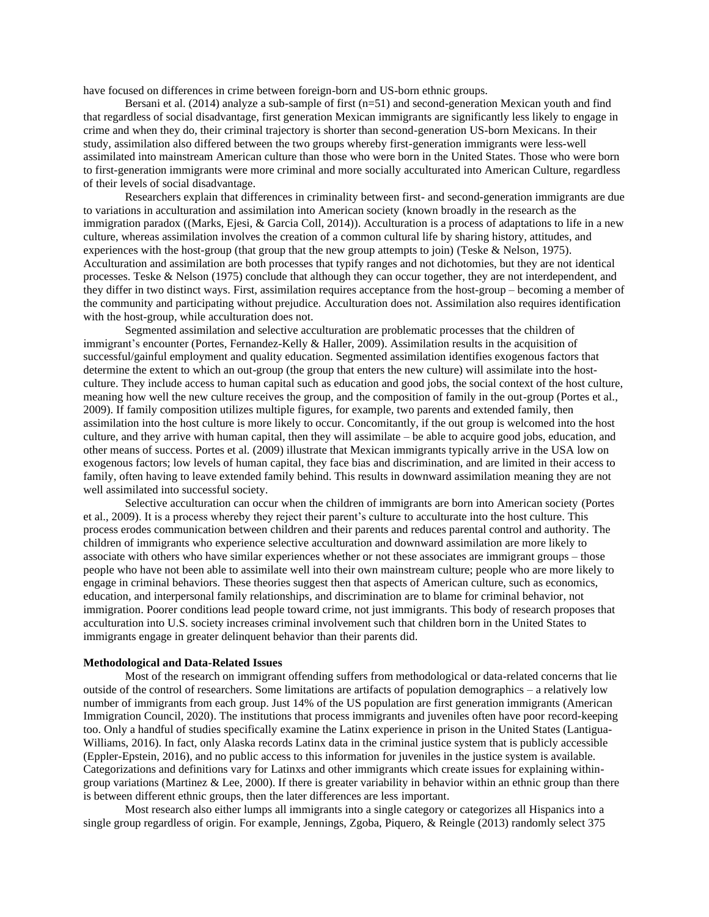have focused on differences in crime between foreign-born and US-born ethnic groups.

Bersani et al. (2014) analyze a sub-sample of first (n=51) and second-generation Mexican youth and find that regardless of social disadvantage, first generation Mexican immigrants are significantly less likely to engage in crime and when they do, their criminal trajectory is shorter than second-generation US-born Mexicans. In their study, assimilation also differed between the two groups whereby first-generation immigrants were less-well assimilated into mainstream American culture than those who were born in the United States. Those who were born to first-generation immigrants were more criminal and more socially acculturated into American Culture, regardless of their levels of social disadvantage.

Researchers explain that differences in criminality between first- and second-generation immigrants are due to variations in acculturation and assimilation into American society (known broadly in the research as the immigration paradox ((Marks, Ejesi, & Garcia Coll, 2014)). Acculturation is a process of adaptations to life in a new culture, whereas assimilation involves the creation of a common cultural life by sharing history, attitudes, and experiences with the host-group (that group that the new group attempts to join) (Teske & Nelson, 1975). Acculturation and assimilation are both processes that typify ranges and not dichotomies, but they are not identical processes. Teske & Nelson (1975) conclude that although they can occur together, they are not interdependent, and they differ in two distinct ways. First, assimilation requires acceptance from the host-group – becoming a member of the community and participating without prejudice. Acculturation does not. Assimilation also requires identification with the host-group, while acculturation does not.

Segmented assimilation and selective acculturation are problematic processes that the children of immigrant's encounter (Portes, Fernandez-Kelly & Haller, 2009). Assimilation results in the acquisition of successful/gainful employment and quality education. Segmented assimilation identifies exogenous factors that determine the extent to which an out-group (the group that enters the new culture) will assimilate into the host-culture. They include access to human capital such as education and good jobs, the social context of the host culture, meaning how well the new culture receives the group, and the composition of family in the out-group (Portes et al., 2009). If family composition utilizes multiple figures, for example, two parents and extended family, then assimilation into the host culture is more likely to occur. Concomitantly, if the out group is welcomed into the host culture, and they arrive with human capital, then they will assimilate – be able to acquire good jobs, education, and other means of success. Portes et al. (2009) illustrate that Mexican immigrants typically arrive in the USA low on exogenous factors; low levels of human capital, they face bias and discrimination, and are limited in their access to family, often having to leave extended family behind. This results in downward assimilation meaning they are not well assimilated into successful society.

Selective acculturation can occur when the children of immigrants are born into American society (Portes et al., 2009). It is a process whereby they reject their parent's culture to acculturate into the host culture. This process erodes communication between children and their parents and reduces parental control and authority. The children of immigrants who experience selective acculturation and downward assimilation are more likely to associate with others who have similar experiences whether or not these associates are immigrant groups – those people who have not been able to assimilate well into their own mainstream culture; people who are more likely to engage in criminal behaviors. These theories suggest then that aspects of American culture, such as economics, education, and interpersonal family relationships, and discrimination are to blame for criminal behavior, not immigration. Poorer conditions lead people toward crime, not just immigrants. This body of research proposes that acculturation into U.S. society increases criminal involvement such that children born in the United States to immigrants engage in greater delinquent behavior than their parents did.

**Methodological and Data-Related Issues**

Most of the research on immigrant offending suffers from methodological or data-related concerns that lie outside of the control of researchers. Some limitations are artifacts of population demographics – a relatively low number of immigrants from each group. Just 14% of the US population are first generation immigrants (American Immigration Council, 2020). The institutions that process immigrants and juveniles often have poor record-keeping too. Only a handful of studies specifically examine the Latinx experience in prison in the United States (Lantigua-Williams, 2016). In fact, only Alaska records Latinx data in the criminal justice system that is publicly accessible (Eppler-Epstein, 2016), and no public access to this information for juveniles in the justice system is available. Categorizations and definitions vary for Latinxs and other immigrants which create issues for explaining within-group variations (Martinez & Lee, 2000). If there is greater variability in behavior within an ethnic group than there is between different ethnic groups, then the later differences are less important.

Most research also either lumps all immigrants into a single category or categorizes all Hispanics into a single group regardless of origin. For example, Jennings, Zgoba, Piquero, & Reingle (2013) randomly select 375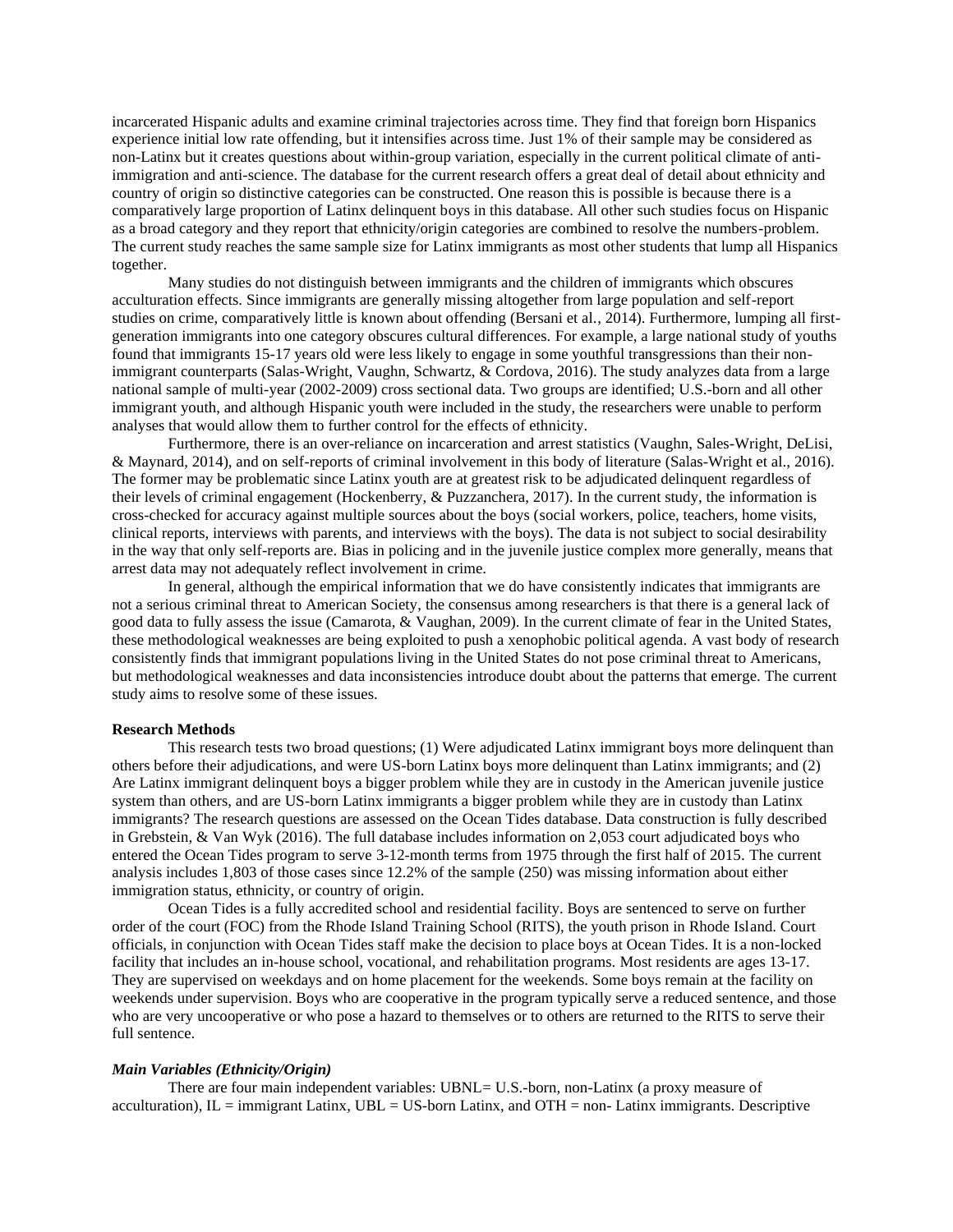incarcerated Hispanic adults and examine criminal trajectories across time. They find that foreign born Hispanics experience initial low rate offending, but it intensifies across time. Just 1% of their sample may be considered as non-Latinx but it creates questions about within-group variation, especially in the current political climate of anti-immigration and anti-science. The database for the current research offers a great deal of detail about ethnicity and country of origin so distinctive categories can be constructed. One reason this is possible is because there is a comparatively large proportion of Latinx delinquent boys in this database. All other such studies focus on Hispanic as a broad category and they report that ethnicity/origin categories are combined to resolve the numbers-problem. The current study reaches the same sample size for Latinx immigrants as most other students that lump all Hispanics together.

Many studies do not distinguish between immigrants and the children of immigrants which obscures acculturation effects. Since immigrants are generally missing altogether from large population and self-report studies on crime, comparatively little is known about offending (Bersani et al., 2014). Furthermore, lumping all first-generation immigrants into one category obscures cultural differences. For example, a large national study of youths found that immigrants 15-17 years old were less likely to engage in some youthful transgressions than their non-immigrant counterparts (Salas-Wright, Vaughn, Schwartz, & Cordova, 2016). The study analyzes data from a large national sample of multi-year (2002-2009) cross sectional data. Two groups are identified; U.S.-born and all other immigrant youth, and although Hispanic youth were included in the study, the researchers were unable to perform analyses that would allow them to further control for the effects of ethnicity.

Furthermore, there is an over-reliance on incarceration and arrest statistics (Vaughn, Sales-Wright, DeLisi, & Maynard, 2014), and on self-reports of criminal involvement in this body of literature (Salas-Wright et al., 2016). The former may be problematic since Latinx youth are at greatest risk to be adjudicated delinquent regardless of their levels of criminal engagement (Hockenberry, & Puzzanchera, 2017). In the current study, the information is cross-checked for accuracy against multiple sources about the boys (social workers, police, teachers, home visits, clinical reports, interviews with parents, and interviews with the boys). The data is not subject to social desirability in the way that only self-reports are. Bias in policing and in the juvenile justice complex more generally, means that arrest data may not adequately reflect involvement in crime.

In general, although the empirical information that we do have consistently indicates that immigrants are not a serious criminal threat to American Society, the consensus among researchers is that there is a general lack of good data to fully assess the issue (Camarota, & Vaughan, 2009). In the current climate of fear in the United States, these methodological weaknesses are being exploited to push a xenophobic political agenda. A vast body of research consistently finds that immigrant populations living in the United States do not pose criminal threat to Americans, but methodological weaknesses and data inconsistencies introduce doubt about the patterns that emerge. The current study aims to resolve some of these issues.

**Research Methods**

This research tests two broad questions; (1) Were adjudicated Latinx immigrant boys more delinquent than others before their adjudications, and were US-born Latinx boys more delinquent than Latinx immigrants; and (2) Are Latinx immigrant delinquent boys a bigger problem while they are in custody in the American juvenile justice system than others, and are US-born Latinx immigrants a bigger problem while they are in custody than Latinx immigrants? The research questions are assessed on the Ocean Tides database. Data construction is fully described in Grebstein, & Van Wyk (2016). The full database includes information on 2,053 court adjudicated boys who entered the Ocean Tides program to serve 3-12-month terms from 1975 through the first half of 2015. The current analysis includes 1,803 of those cases since 12.2% of the sample (250) was missing information about either immigration status, ethnicity, or country of origin.

Ocean Tides is a fully accredited school and residential facility. Boys are sentenced to serve on further order of the court (FOC) from the Rhode Island Training School (RITS), the youth prison in Rhode Island. Court officials, in conjunction with Ocean Tides staff make the decision to place boys at Ocean Tides. It is a non-locked facility that includes an in-house school, vocational, and rehabilitation programs. Most residents are ages 13-17. They are supervised on weekdays and on home placement for the weekends. Some boys remain at the facility on weekends under supervision. Boys who are cooperative in the program typically serve a reduced sentence, and those who are very uncooperative or who pose a hazard to themselves or to others are returned to the RITS to serve their full sentence.

***Main Variables (Ethnicity/Origin)***

There are four main independent variables: UBNL= U.S.-born, non-Latinx (a proxy measure of acculturation), IL = immigrant Latinx, UBL = US-born Latinx, and OTH = non- Latinx immigrants. Descriptive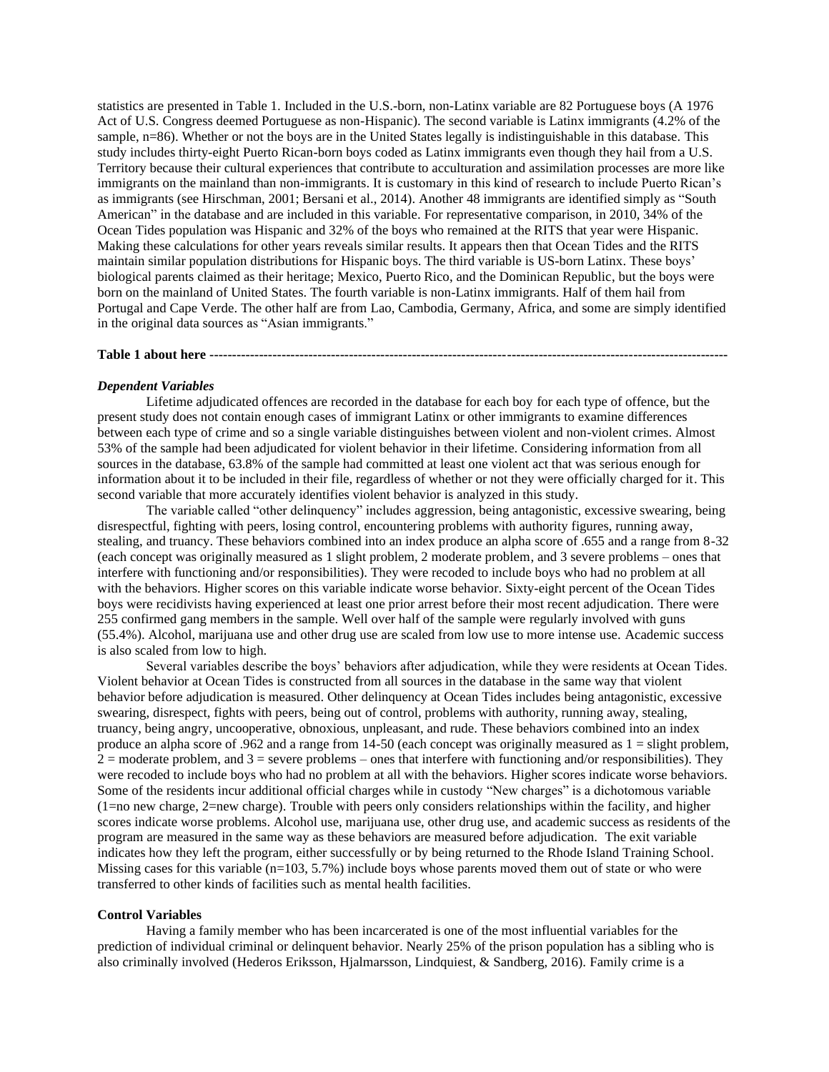statistics are presented in Table 1. Included in the U.S.-born, non-Latinx variable are 82 Portuguese boys (A 1976 Act of U.S. Congress deemed Portuguese as non-Hispanic). The second variable is Latinx immigrants (4.2% of the sample, n=86). Whether or not the boys are in the United States legally is indistinguishable in this database. This study includes thirty-eight Puerto Rican-born boys coded as Latinx immigrants even though they hail from a U.S. Territory because their cultural experiences that contribute to acculturation and assimilation processes are more like immigrants on the mainland than non-immigrants. It is customary in this kind of research to include Puerto Rican's as immigrants (see Hirschman, 2001; Bersani et al., 2014). Another 48 immigrants are identified simply as "South American" in the database and are included in this variable. For representative comparison, in 2010, 34% of the Ocean Tides population was Hispanic and 32% of the boys who remained at the RITS that year were Hispanic. Making these calculations for other years reveals similar results. It appears then that Ocean Tides and the RITS maintain similar population distributions for Hispanic boys. The third variable is US-born Latinx. These boys' biological parents claimed as their heritage; Mexico, Puerto Rico, and the Dominican Republic, but the boys were born on the mainland of United States. The fourth variable is non-Latinx immigrants. Half of them hail from Portugal and Cape Verde. The other half are from Lao, Cambodia, Germany, Africa, and some are simply identified in the original data sources as "Asian immigrants."

**Table 1 about here** --------------------------------------------------------------------------------------------------------------

### *Dependent Variables*

Lifetime adjudicated offences are recorded in the database for each boy for each type of offence, but the present study does not contain enough cases of immigrant Latinx or other immigrants to examine differences between each type of crime and so a single variable distinguishes between violent and non-violent crimes. Almost 53% of the sample had been adjudicated for violent behavior in their lifetime. Considering information from all sources in the database, 63.8% of the sample had committed at least one violent act that was serious enough for information about it to be included in their file, regardless of whether or not they were officially charged for it. This second variable that more accurately identifies violent behavior is analyzed in this study.

The variable called "other delinquency" includes aggression, being antagonistic, excessive swearing, being disrespectful, fighting with peers, losing control, encountering problems with authority figures, running away, stealing, and truancy. These behaviors combined into an index produce an alpha score of .655 and a range from 8-32 (each concept was originally measured as 1 slight problem, 2 moderate problem, and 3 severe problems – ones that interfere with functioning and/or responsibilities). They were recoded to include boys who had no problem at all with the behaviors. Higher scores on this variable indicate worse behavior. Sixty-eight percent of the Ocean Tides boys were recidivists having experienced at least one prior arrest before their most recent adjudication. There were 255 confirmed gang members in the sample. Well over half of the sample were regularly involved with guns (55.4%). Alcohol, marijuana use and other drug use are scaled from low use to more intense use. Academic success is also scaled from low to high.

Several variables describe the boys' behaviors after adjudication, while they were residents at Ocean Tides. Violent behavior at Ocean Tides is constructed from all sources in the database in the same way that violent behavior before adjudication is measured. Other delinquency at Ocean Tides includes being antagonistic, excessive swearing, disrespect, fights with peers, being out of control, problems with authority, running away, stealing, truancy, being angry, uncooperative, obnoxious, unpleasant, and rude. These behaviors combined into an index produce an alpha score of .962 and a range from 14-50 (each concept was originally measured as 1 = slight problem, 2 = moderate problem, and 3 = severe problems – ones that interfere with functioning and/or responsibilities). They were recoded to include boys who had no problem at all with the behaviors. Higher scores indicate worse behaviors. Some of the residents incur additional official charges while in custody "New charges" is a dichotomous variable (1=no new charge, 2=new charge). Trouble with peers only considers relationships within the facility, and higher scores indicate worse problems. Alcohol use, marijuana use, other drug use, and academic success as residents of the program are measured in the same way as these behaviors are measured before adjudication. The exit variable indicates how they left the program, either successfully or by being returned to the Rhode Island Training School. Missing cases for this variable (n=103, 5.7%) include boys whose parents moved them out of state or who were transferred to other kinds of facilities such as mental health facilities.

### **Control Variables**

Having a family member who has been incarcerated is one of the most influential variables for the prediction of individual criminal or delinquent behavior. Nearly 25% of the prison population has a sibling who is also criminally involved (Hederos Eriksson, Hjalmarsson, Lindquiest, & Sandberg, 2016). Family crime is a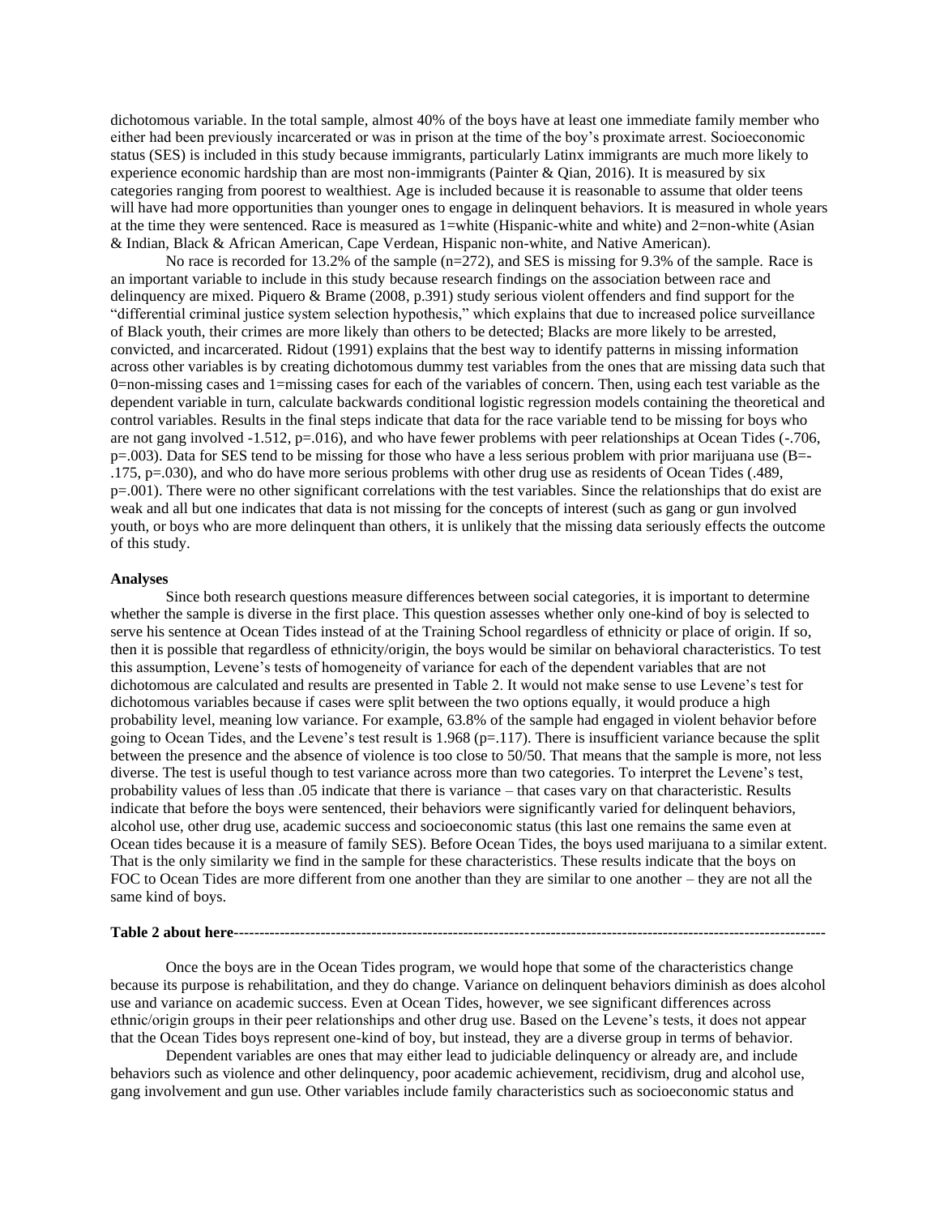dichotomous variable. In the total sample, almost 40% of the boys have at least one immediate family member who either had been previously incarcerated or was in prison at the time of the boy's proximate arrest. Socioeconomic status (SES) is included in this study because immigrants, particularly Latinx immigrants are much more likely to experience economic hardship than are most non-immigrants (Painter & Qian, 2016). It is measured by six categories ranging from poorest to wealthiest. Age is included because it is reasonable to assume that older teens will have had more opportunities than younger ones to engage in delinquent behaviors. It is measured in whole years at the time they were sentenced. Race is measured as 1=white (Hispanic-white and white) and 2=non-white (Asian & Indian, Black & African American, Cape Verdean, Hispanic non-white, and Native American).

No race is recorded for 13.2% of the sample (n=272), and SES is missing for 9.3% of the sample. Race is an important variable to include in this study because research findings on the association between race and delinquency are mixed. Piquero & Brame (2008, p.391) study serious violent offenders and find support for the "differential criminal justice system selection hypothesis," which explains that due to increased police surveillance of Black youth, their crimes are more likely than others to be detected; Blacks are more likely to be arrested, convicted, and incarcerated. Ridout (1991) explains that the best way to identify patterns in missing information across other variables is by creating dichotomous dummy test variables from the ones that are missing data such that 0=non-missing cases and 1=missing cases for each of the variables of concern. Then, using each test variable as the dependent variable in turn, calculate backwards conditional logistic regression models containing the theoretical and control variables. Results in the final steps indicate that data for the race variable tend to be missing for boys who are not gang involved -1.512, p=.016), and who have fewer problems with peer relationships at Ocean Tides (-.706, p=.003). Data for SES tend to be missing for those who have a less serious problem with prior marijuana use (B=-.175, p=.030), and who do have more serious problems with other drug use as residents of Ocean Tides (.489, p=.001). There were no other significant correlations with the test variables. Since the relationships that do exist are weak and all but one indicates that data is not missing for the concepts of interest (such as gang or gun involved youth, or boys who are more delinquent than others, it is unlikely that the missing data seriously effects the outcome of this study.

**Analyses**

Since both research questions measure differences between social categories, it is important to determine whether the sample is diverse in the first place. This question assesses whether only one-kind of boy is selected to serve his sentence at Ocean Tides instead of at the Training School regardless of ethnicity or place of origin. If so, then it is possible that regardless of ethnicity/origin, the boys would be similar on behavioral characteristics. To test this assumption, Levene's tests of homogeneity of variance for each of the dependent variables that are not dichotomous are calculated and results are presented in Table 2. It would not make sense to use Levene's test for dichotomous variables because if cases were split between the two options equally, it would produce a high probability level, meaning low variance. For example, 63.8% of the sample had engaged in violent behavior before going to Ocean Tides, and the Levene's test result is 1.968 (p=.117). There is insufficient variance because the split between the presence and the absence of violence is too close to 50/50. That means that the sample is more, not less diverse. The test is useful though to test variance across more than two categories. To interpret the Levene's test, probability values of less than .05 indicate that there is variance – that cases vary on that characteristic. Results indicate that before the boys were sentenced, their behaviors were significantly varied for delinquent behaviors, alcohol use, other drug use, academic success and socioeconomic status (this last one remains the same even at Ocean tides because it is a measure of family SES). Before Ocean Tides, the boys used marijuana to a similar extent. That is the only similarity we find in the sample for these characteristics. These results indicate that the boys on FOC to Ocean Tides are more different from one another than they are similar to one another – they are not all the same kind of boys.

**Table 2 about here-----------------------------------------------------------------------------------------------------------------**

Once the boys are in the Ocean Tides program, we would hope that some of the characteristics change because its purpose is rehabilitation, and they do change. Variance on delinquent behaviors diminish as does alcohol use and variance on academic success. Even at Ocean Tides, however, we see significant differences across ethnic/origin groups in their peer relationships and other drug use. Based on the Levene's tests, it does not appear that the Ocean Tides boys represent one-kind of boy, but instead, they are a diverse group in terms of behavior.

Dependent variables are ones that may either lead to judiciable delinquency or already are, and include behaviors such as violence and other delinquency, poor academic achievement, recidivism, drug and alcohol use, gang involvement and gun use. Other variables include family characteristics such as socioeconomic status and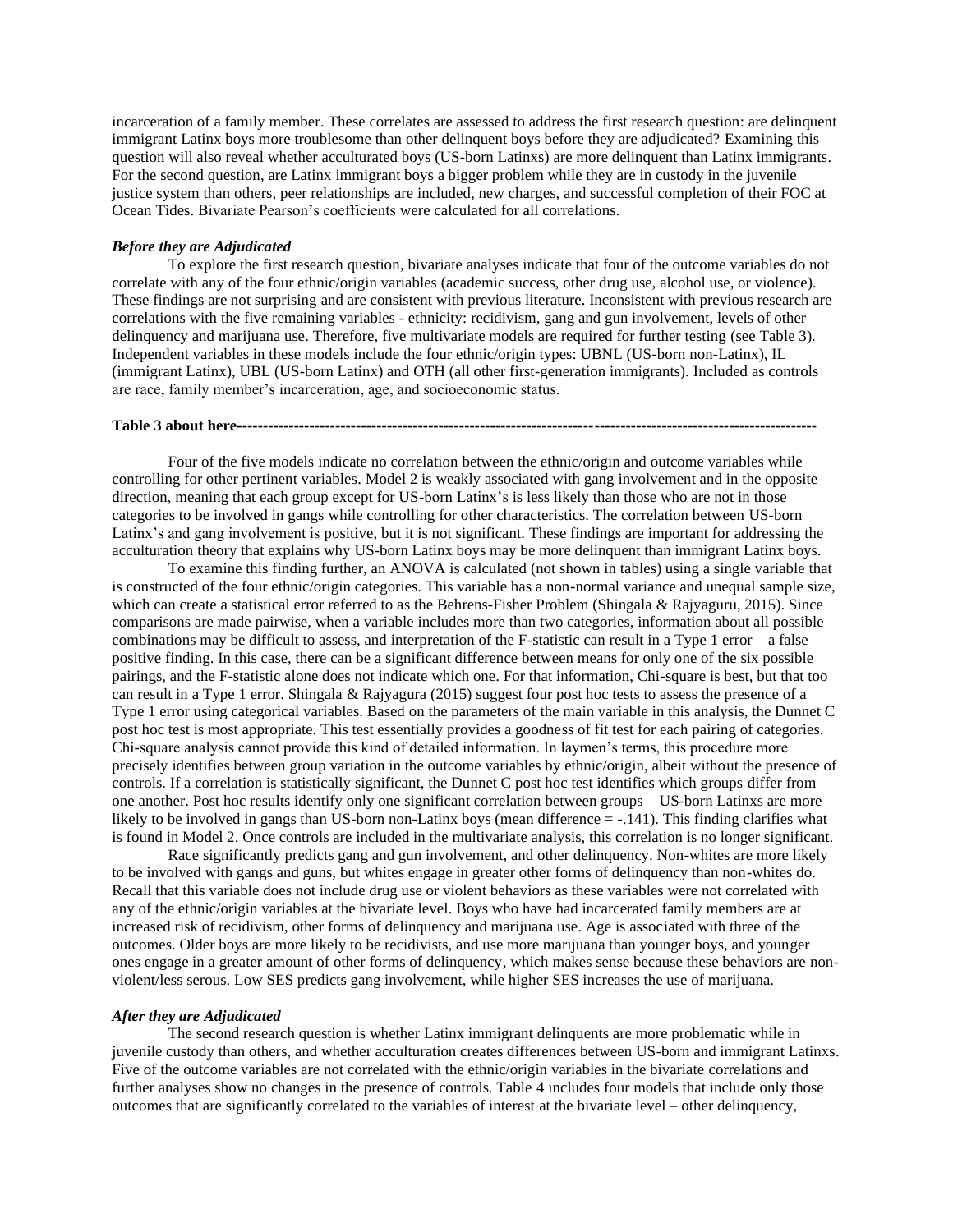incarceration of a family member. These correlates are assessed to address the first research question: are delinquent immigrant Latinx boys more troublesome than other delinquent boys before they are adjudicated? Examining this question will also reveal whether acculturated boys (US-born Latinxs) are more delinquent than Latinx immigrants. For the second question, are Latinx immigrant boys a bigger problem while they are in custody in the juvenile justice system than others, peer relationships are included, new charges, and successful completion of their FOC at Ocean Tides. Bivariate Pearson's coefficients were calculated for all correlations.

### *Before they are Adjudicated*

To explore the first research question, bivariate analyses indicate that four of the outcome variables do not correlate with any of the four ethnic/origin variables (academic success, other drug use, alcohol use, or violence). These findings are not surprising and are consistent with previous literature. Inconsistent with previous research are correlations with the five remaining variables - ethnicity: recidivism, gang and gun involvement, levels of other delinquency and marijuana use. Therefore, five multivariate models are required for further testing (see Table 3). Independent variables in these models include the four ethnic/origin types: UBNL (US-born non-Latinx), IL (immigrant Latinx), UBL (US-born Latinx) and OTH (all other first-generation immigrants). Included as controls are race, family member's incarceration, age, and socioeconomic status.

**Table 3 about here**--------------------------------------------------------------------------------------------------------------

Four of the five models indicate no correlation between the ethnic/origin and outcome variables while controlling for other pertinent variables. Model 2 is weakly associated with gang involvement and in the opposite direction, meaning that each group except for US-born Latinx's is less likely than those who are not in those categories to be involved in gangs while controlling for other characteristics. The correlation between US-born Latinx's and gang involvement is positive, but it is not significant. These findings are important for addressing the acculturation theory that explains why US-born Latinx boys may be more delinquent than immigrant Latinx boys.

To examine this finding further, an ANOVA is calculated (not shown in tables) using a single variable that is constructed of the four ethnic/origin categories. This variable has a non-normal variance and unequal sample size, which can create a statistical error referred to as the Behrens-Fisher Problem (Shingala & Rajyaguru, 2015). Since comparisons are made pairwise, when a variable includes more than two categories, information about all possible combinations may be difficult to assess, and interpretation of the F-statistic can result in a Type 1 error – a false positive finding. In this case, there can be a significant difference between means for only one of the six possible pairings, and the F-statistic alone does not indicate which one. For that information, Chi-square is best, but that too can result in a Type 1 error. Shingala & Rajyagura (2015) suggest four post hoc tests to assess the presence of a Type 1 error using categorical variables. Based on the parameters of the main variable in this analysis, the Dunnet C post hoc test is most appropriate. This test essentially provides a goodness of fit test for each pairing of categories. Chi-square analysis cannot provide this kind of detailed information. In laymen's terms, this procedure more precisely identifies between group variation in the outcome variables by ethnic/origin, albeit without the presence of controls. If a correlation is statistically significant, the Dunnet C post hoc test identifies which groups differ from one another. Post hoc results identify only one significant correlation between groups – US-born Latinxs are more likely to be involved in gangs than US-born non-Latinx boys (mean difference = -.141). This finding clarifies what is found in Model 2. Once controls are included in the multivariate analysis, this correlation is no longer significant.

Race significantly predicts gang and gun involvement, and other delinquency. Non-whites are more likely to be involved with gangs and guns, but whites engage in greater other forms of delinquency than non-whites do. Recall that this variable does not include drug use or violent behaviors as these variables were not correlated with any of the ethnic/origin variables at the bivariate level. Boys who have had incarcerated family members are at increased risk of recidivism, other forms of delinquency and marijuana use. Age is associated with three of the outcomes. Older boys are more likely to be recidivists, and use more marijuana than younger boys, and younger ones engage in a greater amount of other forms of delinquency, which makes sense because these behaviors are non-violent/less serous. Low SES predicts gang involvement, while higher SES increases the use of marijuana.

### *After they are Adjudicated*

The second research question is whether Latinx immigrant delinquents are more problematic while in juvenile custody than others, and whether acculturation creates differences between US-born and immigrant Latinxs. Five of the outcome variables are not correlated with the ethnic/origin variables in the bivariate correlations and further analyses show no changes in the presence of controls. Table 4 includes four models that include only those outcomes that are significantly correlated to the variables of interest at the bivariate level – other delinquency,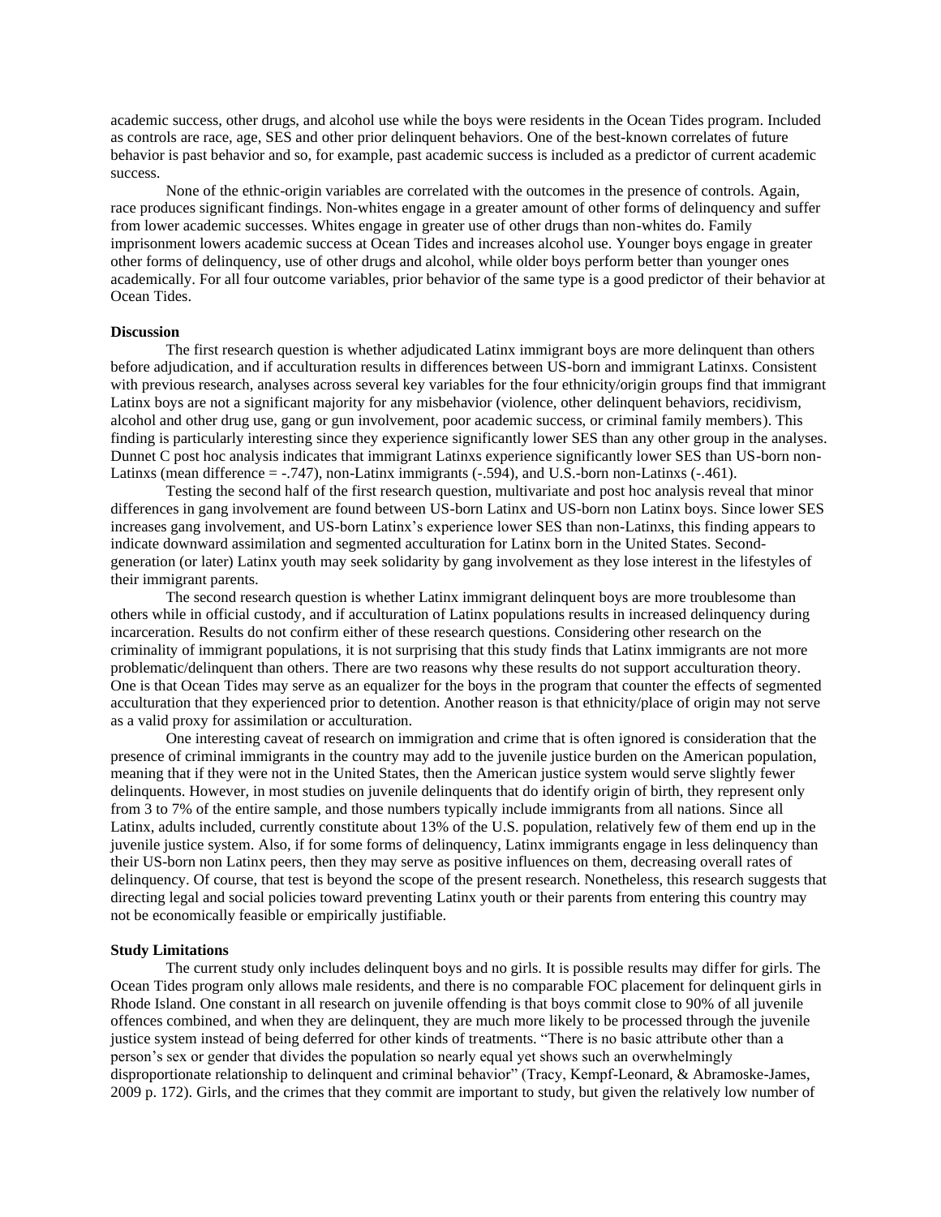academic success, other drugs, and alcohol use while the boys were residents in the Ocean Tides program. Included as controls are race, age, SES and other prior delinquent behaviors. One of the best-known correlates of future behavior is past behavior and so, for example, past academic success is included as a predictor of current academic success.

None of the ethnic-origin variables are correlated with the outcomes in the presence of controls. Again, race produces significant findings. Non-whites engage in a greater amount of other forms of delinquency and suffer from lower academic successes. Whites engage in greater use of other drugs than non-whites do. Family imprisonment lowers academic success at Ocean Tides and increases alcohol use. Younger boys engage in greater other forms of delinquency, use of other drugs and alcohol, while older boys perform better than younger ones academically. For all four outcome variables, prior behavior of the same type is a good predictor of their behavior at Ocean Tides.

**Discussion**

The first research question is whether adjudicated Latinx immigrant boys are more delinquent than others before adjudication, and if acculturation results in differences between US-born and immigrant Latinxs. Consistent with previous research, analyses across several key variables for the four ethnicity/origin groups find that immigrant Latinx boys are not a significant majority for any misbehavior (violence, other delinquent behaviors, recidivism, alcohol and other drug use, gang or gun involvement, poor academic success, or criminal family members). This finding is particularly interesting since they experience significantly lower SES than any other group in the analyses. Dunnet C post hoc analysis indicates that immigrant Latinxs experience significantly lower SES than US-born non-Latinxs (mean difference = -.747), non-Latinx immigrants (-.594), and U.S.-born non-Latinxs (-.461).

Testing the second half of the first research question, multivariate and post hoc analysis reveal that minor differences in gang involvement are found between US-born Latinx and US-born non Latinx boys. Since lower SES increases gang involvement, and US-born Latinx's experience lower SES than non-Latinxs, this finding appears to indicate downward assimilation and segmented acculturation for Latinx born in the United States. Second-generation (or later) Latinx youth may seek solidarity by gang involvement as they lose interest in the lifestyles of their immigrant parents.

The second research question is whether Latinx immigrant delinquent boys are more troublesome than others while in official custody, and if acculturation of Latinx populations results in increased delinquency during incarceration. Results do not confirm either of these research questions. Considering other research on the criminality of immigrant populations, it is not surprising that this study finds that Latinx immigrants are not more problematic/delinquent than others. There are two reasons why these results do not support acculturation theory. One is that Ocean Tides may serve as an equalizer for the boys in the program that counter the effects of segmented acculturation that they experienced prior to detention. Another reason is that ethnicity/place of origin may not serve as a valid proxy for assimilation or acculturation.

One interesting caveat of research on immigration and crime that is often ignored is consideration that the presence of criminal immigrants in the country may add to the juvenile justice burden on the American population, meaning that if they were not in the United States, then the American justice system would serve slightly fewer delinquents. However, in most studies on juvenile delinquents that do identify origin of birth, they represent only from 3 to 7% of the entire sample, and those numbers typically include immigrants from all nations. Since all Latinx, adults included, currently constitute about 13% of the U.S. population, relatively few of them end up in the juvenile justice system. Also, if for some forms of delinquency, Latinx immigrants engage in less delinquency than their US-born non Latinx peers, then they may serve as positive influences on them, decreasing overall rates of delinquency. Of course, that test is beyond the scope of the present research. Nonetheless, this research suggests that directing legal and social policies toward preventing Latinx youth or their parents from entering this country may not be economically feasible or empirically justifiable.

**Study Limitations**

The current study only includes delinquent boys and no girls. It is possible results may differ for girls. The Ocean Tides program only allows male residents, and there is no comparable FOC placement for delinquent girls in Rhode Island. One constant in all research on juvenile offending is that boys commit close to 90% of all juvenile offences combined, and when they are delinquent, they are much more likely to be processed through the juvenile justice system instead of being deferred for other kinds of treatments. "There is no basic attribute other than a person's sex or gender that divides the population so nearly equal yet shows such an overwhelmingly disproportionate relationship to delinquent and criminal behavior" (Tracy, Kempf-Leonard, & Abramoske-James, 2009 p. 172). Girls, and the crimes that they commit are important to study, but given the relatively low number of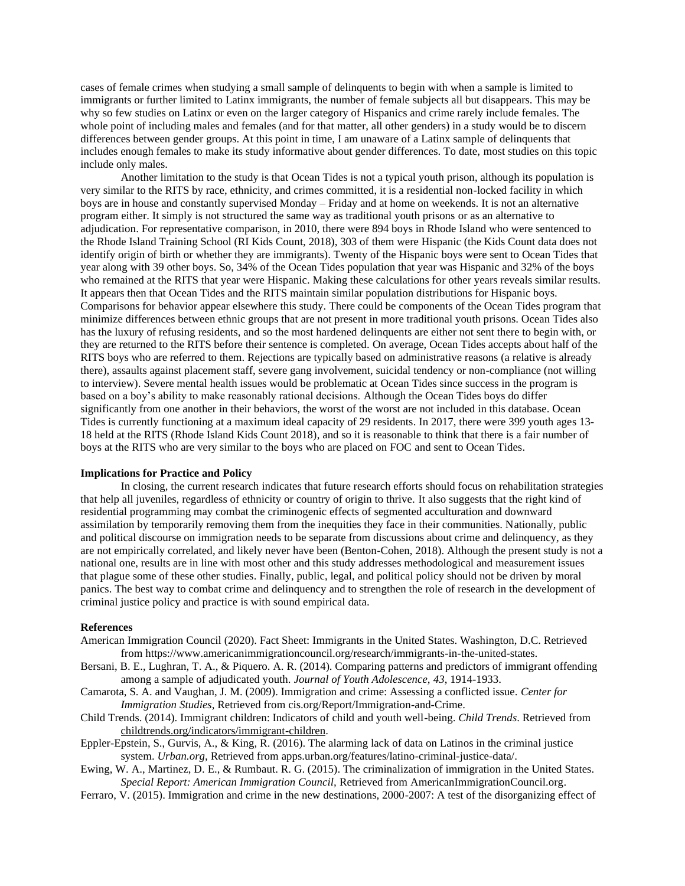cases of female crimes when studying a small sample of delinquents to begin with when a sample is limited to immigrants or further limited to Latinx immigrants, the number of female subjects all but disappears. This may be why so few studies on Latinx or even on the larger category of Hispanics and crime rarely include females. The whole point of including males and females (and for that matter, all other genders) in a study would be to discern differences between gender groups. At this point in time, I am unaware of a Latinx sample of delinquents that includes enough females to make its study informative about gender differences. To date, most studies on this topic include only males.

Another limitation to the study is that Ocean Tides is not a typical youth prison, although its population is very similar to the RITS by race, ethnicity, and crimes committed, it is a residential non-locked facility in which boys are in house and constantly supervised Monday – Friday and at home on weekends. It is not an alternative program either. It simply is not structured the same way as traditional youth prisons or as an alternative to adjudication. For representative comparison, in 2010, there were 894 boys in Rhode Island who were sentenced to the Rhode Island Training School (RI Kids Count, 2018), 303 of them were Hispanic (the Kids Count data does not identify origin of birth or whether they are immigrants). Twenty of the Hispanic boys were sent to Ocean Tides that year along with 39 other boys. So, 34% of the Ocean Tides population that year was Hispanic and 32% of the boys who remained at the RITS that year were Hispanic. Making these calculations for other years reveals similar results. It appears then that Ocean Tides and the RITS maintain similar population distributions for Hispanic boys. Comparisons for behavior appear elsewhere this study. There could be components of the Ocean Tides program that minimize differences between ethnic groups that are not present in more traditional youth prisons. Ocean Tides also has the luxury of refusing residents, and so the most hardened delinquents are either not sent there to begin with, or they are returned to the RITS before their sentence is completed. On average, Ocean Tides accepts about half of the RITS boys who are referred to them. Rejections are typically based on administrative reasons (a relative is already there), assaults against placement staff, severe gang involvement, suicidal tendency or non-compliance (not willing to interview). Severe mental health issues would be problematic at Ocean Tides since success in the program is based on a boy's ability to make reasonably rational decisions. Although the Ocean Tides boys do differ significantly from one another in their behaviors, the worst of the worst are not included in this database. Ocean Tides is currently functioning at a maximum ideal capacity of 29 residents. In 2017, there were 399 youth ages 13-18 held at the RITS (Rhode Island Kids Count 2018), and so it is reasonable to think that there is a fair number of boys at the RITS who are very similar to the boys who are placed on FOC and sent to Ocean Tides.

**Implications for Practice and Policy**

In closing, the current research indicates that future research efforts should focus on rehabilitation strategies that help all juveniles, regardless of ethnicity or country of origin to thrive. It also suggests that the right kind of residential programming may combat the criminogenic effects of segmented acculturation and downward assimilation by temporarily removing them from the inequities they face in their communities. Nationally, public and political discourse on immigration needs to be separate from discussions about crime and delinquency, as they are not empirically correlated, and likely never have been (Benton-Cohen, 2018). Although the present study is not a national one, results are in line with most other and this study addresses methodological and measurement issues that plague some of these other studies. Finally, public, legal, and political policy should not be driven by moral panics. The best way to combat crime and delinquency and to strengthen the role of research in the development of criminal justice policy and practice is with sound empirical data.

**References**

American Immigration Council (2020). Fact Sheet: Immigrants in the United States. Washington, D.C. Retrieved from https://www.americanimmigrationcouncil.org/research/immigrants-in-the-united-states.

Bersani, B. E., Lughran, T. A., & Piquero. A. R. (2014). Comparing patterns and predictors of immigrant offending among a sample of adjudicated youth. *Journal of Youth Adolescence, 43*, 1914-1933.

Camarota, S. A. and Vaughan, J. M. (2009). Immigration and crime: Assessing a conflicted issue. *Center for Immigration Studies,* Retrieved from cis.org/Report/Immigration-and-Crime.

Child Trends. (2014). Immigrant children: Indicators of child and youth well-being. *Child Trends*. Retrieved from childtrends.org/indicators/immigrant-children.

Eppler-Epstein, S., Gurvis, A., & King, R. (2016). The alarming lack of data on Latinos in the criminal justice system. *Urban.org*, Retrieved from apps.urban.org/features/latino-criminal-justice-data/.

Ewing, W. A., Martinez, D. E., & Rumbaut. R. G. (2015). The criminalization of immigration in the United States. *Special Report: American Immigration Council*, Retrieved from AmericanImmigrationCouncil.org.

Ferraro, V. (2015). Immigration and crime in the new destinations, 2000-2007: A test of the disorganizing effect of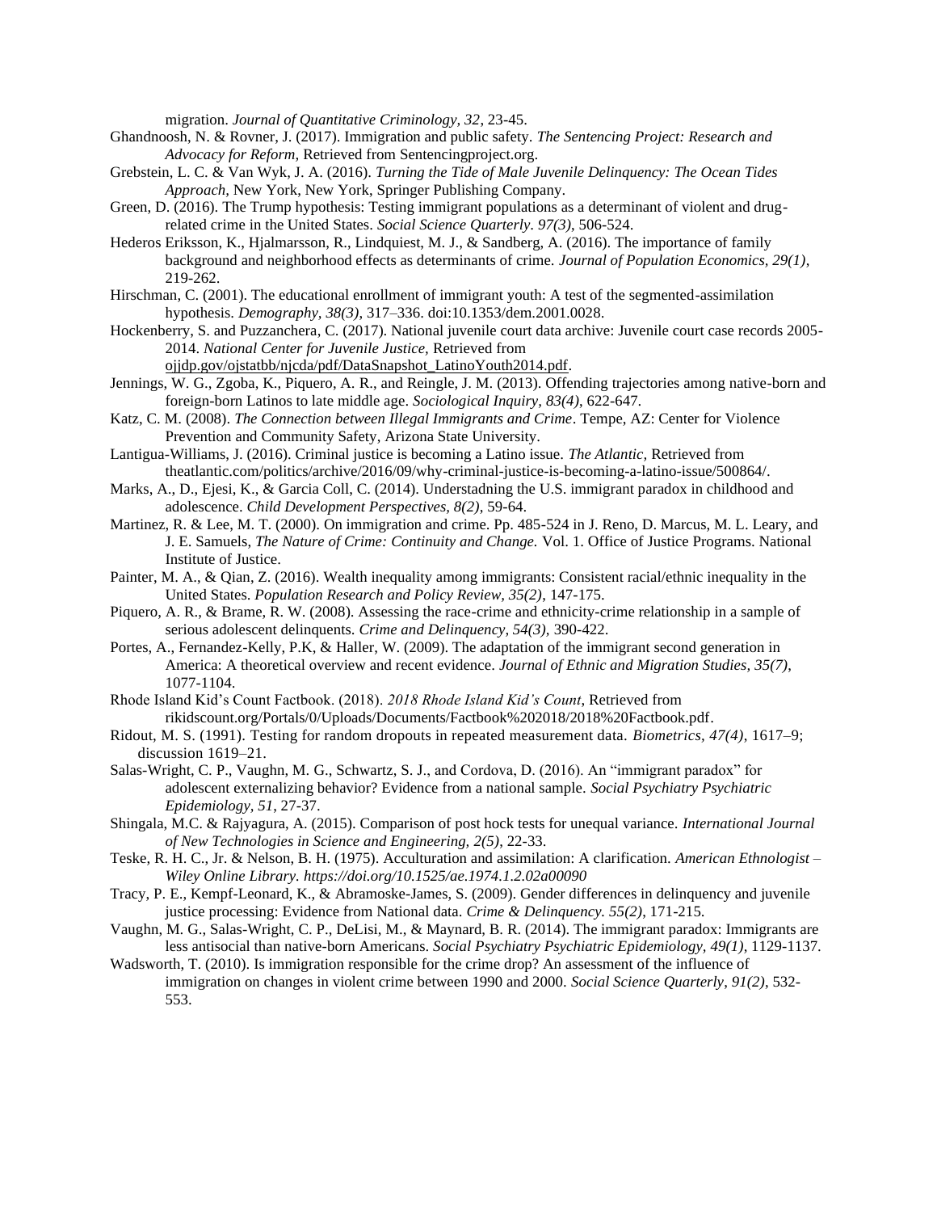migration. *Journal of Quantitative Criminology, 32*, 23-45.

Ghandnoosh, N. & Rovner, J. (2017). Immigration and public safety. *The Sentencing Project: Research and Advocacy for Reform,* Retrieved from Sentencingproject.org.

Grebstein, L. C. & Van Wyk, J. A. (2016). *Turning the Tide of Male Juvenile Delinquency: The Ocean Tides Approach,* New York, New York, Springer Publishing Company.

Green, D. (2016). The Trump hypothesis: Testing immigrant populations as a determinant of violent and drug-related crime in the United States. *Social Science Quarterly. 97(3)*, 506-524.

Hederos Eriksson, K., Hjalmarsson, R., Lindquiest, M. J., & Sandberg, A. (2016). The importance of family background and neighborhood effects as determinants of crime. *Journal of Population Economics, 29(1),* 219-262.

Hirschman, C. (2001). The educational enrollment of immigrant youth: A test of the segmented-assimilation hypothesis. *Demography, 38(3)*, 317–336. doi:10.1353/dem.2001.0028.

Hockenberry, S. and Puzzanchera, C. (2017). National juvenile court data archive: Juvenile court case records 2005-2014. *National Center for Juvenile Justice,* Retrieved from ojjdp.gov/ojstatbb/njcda/pdf/DataSnapshot_LatinoYouth2014.pdf.

Jennings, W. G., Zgoba, K., Piquero, A. R., and Reingle, J. M. (2013). Offending trajectories among native-born and foreign-born Latinos to late middle age. *Sociological Inquiry, 83(4),* 622-647.

Katz, C. M. (2008). *The Connection between Illegal Immigrants and Crime*. Tempe, AZ: Center for Violence Prevention and Community Safety, Arizona State University.

Lantigua-Williams, J. (2016). Criminal justice is becoming a Latino issue. *The Atlantic,* Retrieved from theatlantic.com/politics/archive/2016/09/why-criminal-justice-is-becoming-a-latino-issue/500864/.

Marks, A., D., Ejesi, K., & Garcia Coll, C. (2014). Understadning the U.S. immigrant paradox in childhood and adolescence. *Child Development Perspectives, 8(2),* 59-64.

Martinez, R. & Lee, M. T. (2000). On immigration and crime. Pp. 485-524 in J. Reno, D. Marcus, M. L. Leary, and J. E. Samuels, *The Nature of Crime: Continuity and Change.* Vol. 1. Office of Justice Programs. National Institute of Justice.

Painter, M. A., & Qian, Z. (2016). Wealth inequality among immigrants: Consistent racial/ethnic inequality in the United States. *Population Research and Policy Review, 35(2),* 147-175.

Piquero, A. R., & Brame, R. W. (2008). Assessing the race-crime and ethnicity-crime relationship in a sample of serious adolescent delinquents. *Crime and Delinquency, 54(3),* 390-422.

Portes, A., Fernandez-Kelly, P.K, & Haller, W. (2009). The adaptation of the immigrant second generation in America: A theoretical overview and recent evidence. *Journal of Ethnic and Migration Studies, 35(7),* 1077-1104.

Rhode Island Kid's Count Factbook. (2018). *2018 Rhode Island Kid's Count*, Retrieved from rikidscount.org/Portals/0/Uploads/Documents/Factbook%202018/2018%20Factbook.pdf.

Ridout, M. S. (1991). Testing for random dropouts in repeated measurement data. *Biometrics, 47(4)*, 1617–9; discussion 1619–21.

Salas-Wright, C. P., Vaughn, M. G., Schwartz, S. J., and Cordova, D. (2016). An "immigrant paradox" for adolescent externalizing behavior? Evidence from a national sample. *Social Psychiatry Psychiatric Epidemiology, 51*, 27-37.

Shingala, M.C. & Rajyagura, A. (2015). Comparison of post hock tests for unequal variance. *International Journal of New Technologies in Science and Engineering, 2(5),* 22-33.

Teske, R. H. C., Jr. & Nelson, B. H. (1975). Acculturation and assimilation: A clarification. *American Ethnologist – Wiley Online Library. https://doi.org/10.1525/ae.1974.1.2.02a00090*

Tracy, P. E., Kempf-Leonard, K., & Abramoske-James, S. (2009). Gender differences in delinquency and juvenile justice processing: Evidence from National data. *Crime & Delinquency. 55(2),* 171-215.

Vaughn, M. G., Salas-Wright, C. P., DeLisi, M., & Maynard, B. R. (2014). The immigrant paradox: Immigrants are less antisocial than native-born Americans. *Social Psychiatry Psychiatric Epidemiology, 49(1)*, 1129-1137.

Wadsworth, T. (2010). Is immigration responsible for the crime drop? An assessment of the influence of immigration on changes in violent crime between 1990 and 2000. *Social Science Quarterly*, *91(2)*, 532-553.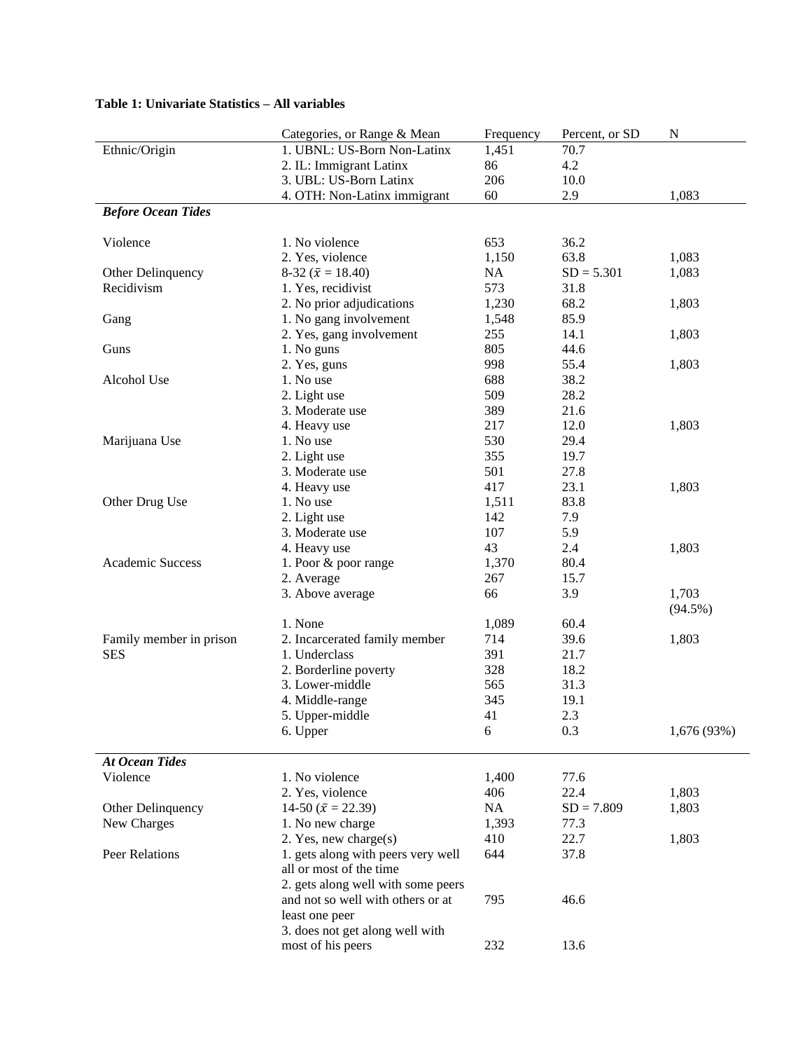**Table 1: Univariate Statistics – All variables**

| | Categories, or Range & Mean | Frequency | Percent, or SD | N |
|---|---|---|---|---|
| Ethnic/Origin | 1. UBNL: US-Born Non-Latinx | 1,451 | 70.7 | |
| | 2. IL: Immigrant Latinx | 86 | 4.2 | |
| | 3. UBL: US-Born Latinx | 206 | 10.0 | |
| | 4. OTH: Non-Latinx immigrant | 60 | 2.9 | 1,083 |
| ***Before Ocean Tides*** | | | | |
| Violence | 1. No violence | 653 | 36.2 | |
| | 2. Yes, violence | 1,150 | 63.8 | 1,083 |
| Other Delinquency | 8-32 ($\bar{x}$ = 18.40) | NA | SD = 5.301 | 1,083 |
| Recidivism | 1. Yes, recidivist | 573 | 31.8 | |
| | 2. No prior adjudications | 1,230 | 68.2 | 1,803 |
| Gang | 1. No gang involvement | 1,548 | 85.9 | |
| | 2. Yes, gang involvement | 255 | 14.1 | 1,803 |
| Guns | 1. No guns | 805 | 44.6 | |
| | 2. Yes, guns | 998 | 55.4 | 1,803 |
| Alcohol Use | 1. No use | 688 | 38.2 | |
| | 2. Light use | 509 | 28.2 | |
| | 3. Moderate use | 389 | 21.6 | |
| | 4. Heavy use | 217 | 12.0 | 1,803 |
| Marijuana Use | 1. No use | 530 | 29.4 | |
| | 2. Light use | 355 | 19.7 | |
| | 3. Moderate use | 501 | 27.8 | |
| | 4. Heavy use | 417 | 23.1 | 1,803 |
| Other Drug Use | 1. No use | 1,511 | 83.8 | |
| | 2. Light use | 142 | 7.9 | |
| | 3. Moderate use | 107 | 5.9 | |
| | 4. Heavy use | 43 | 2.4 | 1,803 |
| Academic Success | 1. Poor & poor range | 1,370 | 80.4 | |
| | 2. Average | 267 | 15.7 | |
| | 3. Above average | 66 | 3.9 | 1,703 (94.5%) |
| | 1. None | 1,089 | 60.4 | |
| Family member in prison | 2. Incarcerated family member | 714 | 39.6 | 1,803 |
| SES | 1. Underclass | 391 | 21.7 | |
| | 2. Borderline poverty | 328 | 18.2 | |
| | 3. Lower-middle | 565 | 31.3 | |
| | 4. Middle-range | 345 | 19.1 | |
| | 5. Upper-middle | 41 | 2.3 | |
| | 6. Upper | 6 | 0.3 | 1,676 (93%) |
| ***At Ocean Tides*** | | | | |
| Violence | 1. No violence | 1,400 | 77.6 | |
| | 2. Yes, violence | 406 | 22.4 | 1,803 |
| Other Delinquency | 14-50 ($\bar{x}$ = 22.39) | NA | SD = 7.809 | 1,803 |
| New Charges | 1. No new charge | 1,393 | 77.3 | |
| | 2. Yes, new charge(s) | 410 | 22.7 | 1,803 |
| Peer Relations | 1. gets along with peers very well all or most of the time | 644 | 37.8 | |
| | 2. gets along well with some peers and not so well with others or at least one peer | 795 | 46.6 | |
| | 3. does not get along well with most of his peers | 232 | 13.6 | |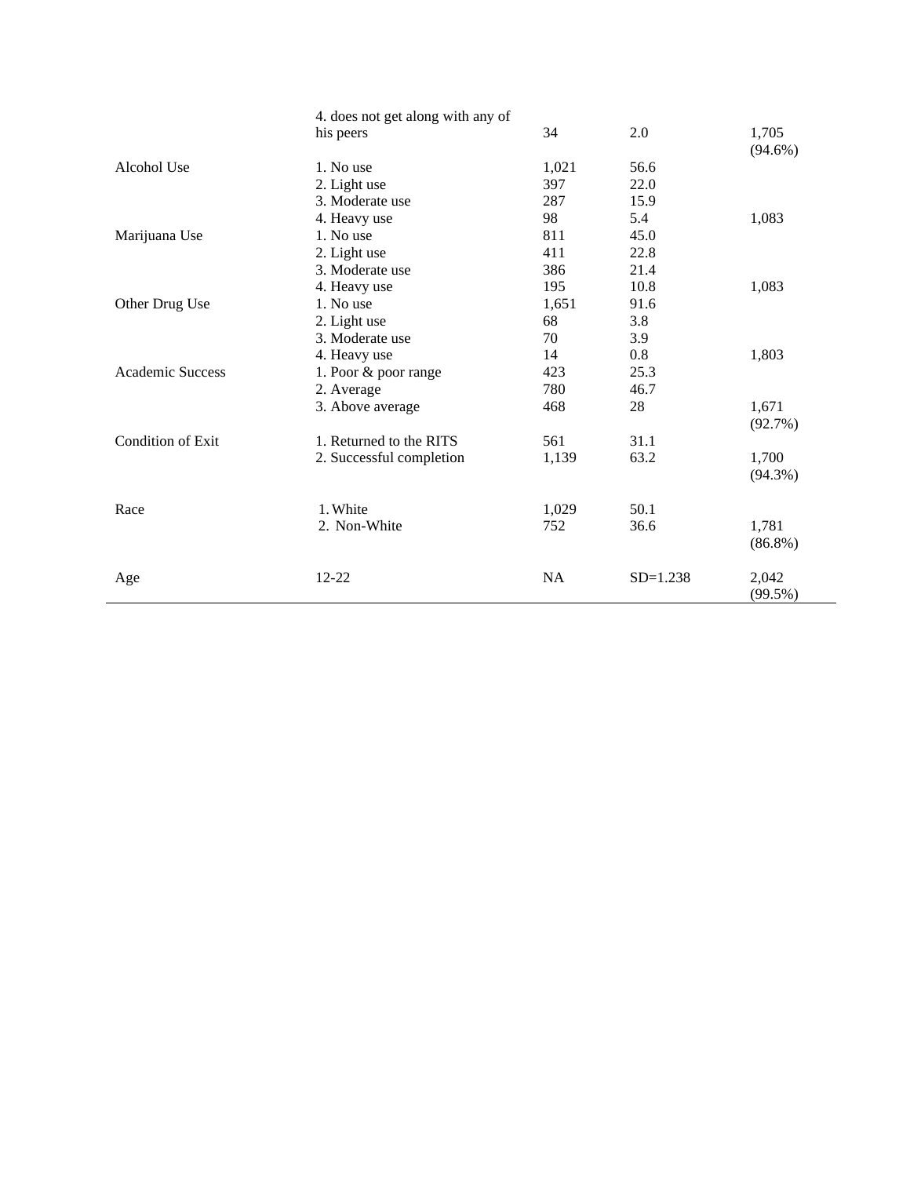| | | | | |
|---|---|---|---|---|
| | 4. does not get along with any of his peers | 34 | 2.0 | 1,705 (94.6%) |
| Alcohol Use | 1. No use | 1,021 | 56.6 | |
| | 2. Light use | 397 | 22.0 | |
| | 3. Moderate use | 287 | 15.9 | |
| | 4. Heavy use | 98 | 5.4 | 1,083 |
| Marijuana Use | 1. No use | 811 | 45.0 | |
| | 2. Light use | 411 | 22.8 | |
| | 3. Moderate use | 386 | 21.4 | |
| | 4. Heavy use | 195 | 10.8 | 1,083 |
| Other Drug Use | 1. No use | 1,651 | 91.6 | |
| | 2. Light use | 68 | 3.8 | |
| | 3. Moderate use | 70 | 3.9 | |
| | 4. Heavy use | 14 | 0.8 | 1,803 |
| Academic Success | 1. Poor & poor range | 423 | 25.3 | |
| | 2. Average | 780 | 46.7 | |
| | 3. Above average | 468 | 28 | 1,671 (92.7%) |
| Condition of Exit | 1. Returned to the RITS | 561 | 31.1 | |
| | 2. Successful completion | 1,139 | 63.2 | 1,700 (94.3%) |
| Race | 1. White | 1,029 | 50.1 | |
| | 2. Non-White | 752 | 36.6 | 1,781 (86.8%) |
| Age | 12-22 | NA | SD=1.238 | 2,042 (99.5%) |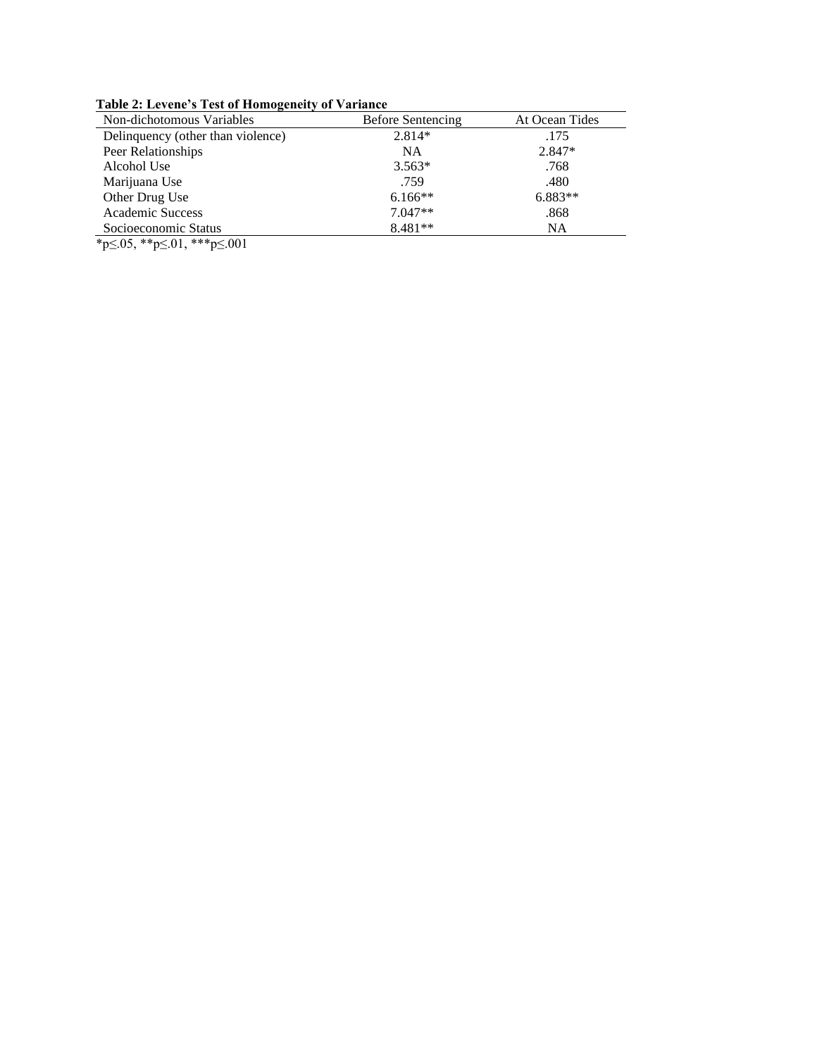**Table 2: Levene's Test of Homogeneity of Variance**

| Non-dichotomous Variables | Before Sentencing | At Ocean Tides |
|---|---|---|
| Delinquency (other than violence) | 2.814* | .175 |
| Peer Relationships | NA | 2.847* |
| Alcohol Use | 3.563* | .768 |
| Marijuana Use | .759 | .480 |
| Other Drug Use | 6.166** | 6.883** |
| Academic Success | 7.047** | .868 |
| Socioeconomic Status | 8.481** | NA |

*$p \leq .05$, **$p \leq .01$, ***$p \leq .001$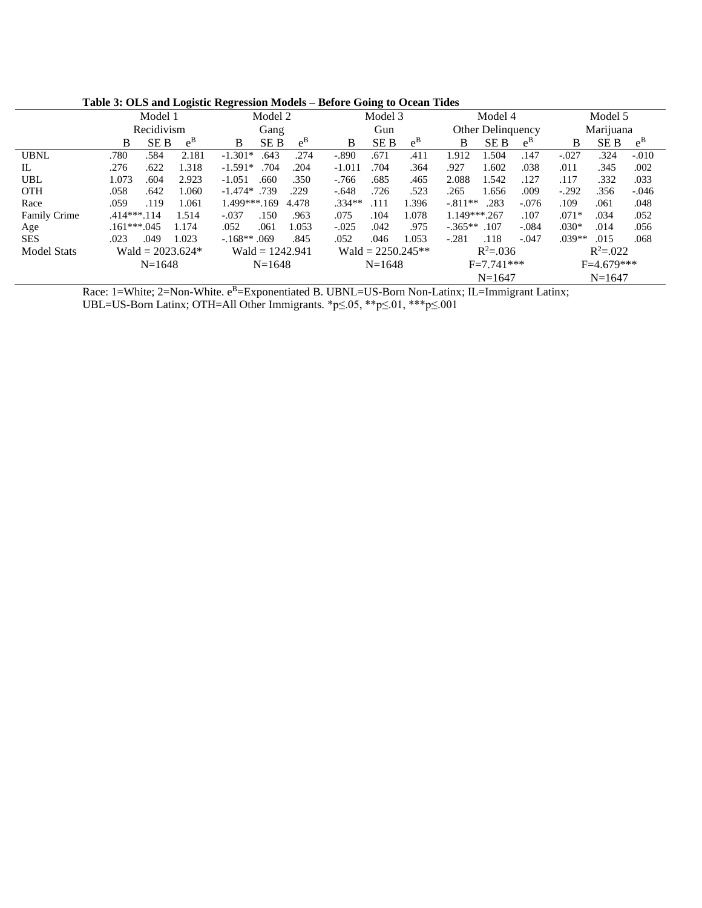**Table 3: OLS and Logistic Regression Models – Before Going to Ocean Tides**

| | Model 1 | | | Model 2 | | | Model 3 | | | Model 4 | | | Model 5 | | |
|---|---|---|---|---|---|---|---|---|---|---|---|---|---|---|---|
| | Recidivism | | | Gang | | | Gun | | | Other Delinquency | | | Marijuana | | |
| | B | SE B | $e^B$ | B | SE B | $e^B$ | B | SE B | $e^B$ | B | SE B | $e^B$ | B | SE B | $e^B$ |
| UBNL | .780 | .584 | 2.181 | -1.301* | .643 | .274 | -.890 | .671 | .411 | 1.912 | 1.504 | .147 | -.027 | .324 | -.010 |
| IL | .276 | .622 | 1.318 | -1.591* | .704 | .204 | -1.011 | .704 | .364 | .927 | 1.602 | .038 | .011 | .345 | .002 |
| UBL | 1.073 | .604 | 2.923 | -1.051 | .660 | .350 | -.766 | .685 | .465 | 2.088 | 1.542 | .127 | .117 | .332 | .033 |
| OTH | .058 | .642 | 1.060 | -1.474* | .739 | .229 | -.648 | .726 | .523 | .265 | 1.656 | .009 | -.292 | .356 | -.046 |
| Race | .059 | .119 | 1.061 | 1.499*** | .169 | 4.478 | .334** | .111 | 1.396 | -.811** | .283 | -.076 | .109 | .061 | .048 |
| Family Crime | .414*** | .114 | 1.514 | -.037 | .150 | .963 | .075 | .104 | 1.078 | 1.149*** | .267 | .107 | .071* | .034 | .052 |
| Age | .161*** | .045 | 1.174 | .052 | .061 | 1.053 | -.025 | .042 | .975 | -.365** | .107 | -.084 | .030* | .014 | .056 |
| SES | .023 | .049 | 1.023 | -.168** | .069 | .845 | .052 | .046 | 1.053 | -.281 | .118 | -.047 | .039** | .015 | .068 |
| Model Stats | Wald = 2023.624* | | | Wald = 1242.941 | | | Wald = 2250.245** | | | $R^2$=.036 | | | $R^2$=.022 | | |
| | N=1648 | | | N=1648 | | | N=1648 | | | F=7.741*** | | | F=4.679*** | | |
| | | | | | | | | | | N=1647 | | | N=1647 | | |

Race: 1=White; 2=Non-White. $e^B$=Exponentiated B. UBNL=US-Born Non-Latinx; IL=Immigrant Latinx; UBL=US-Born Latinx; OTH=All Other Immigrants. *p≤.05, **p≤.01, ***p≤.001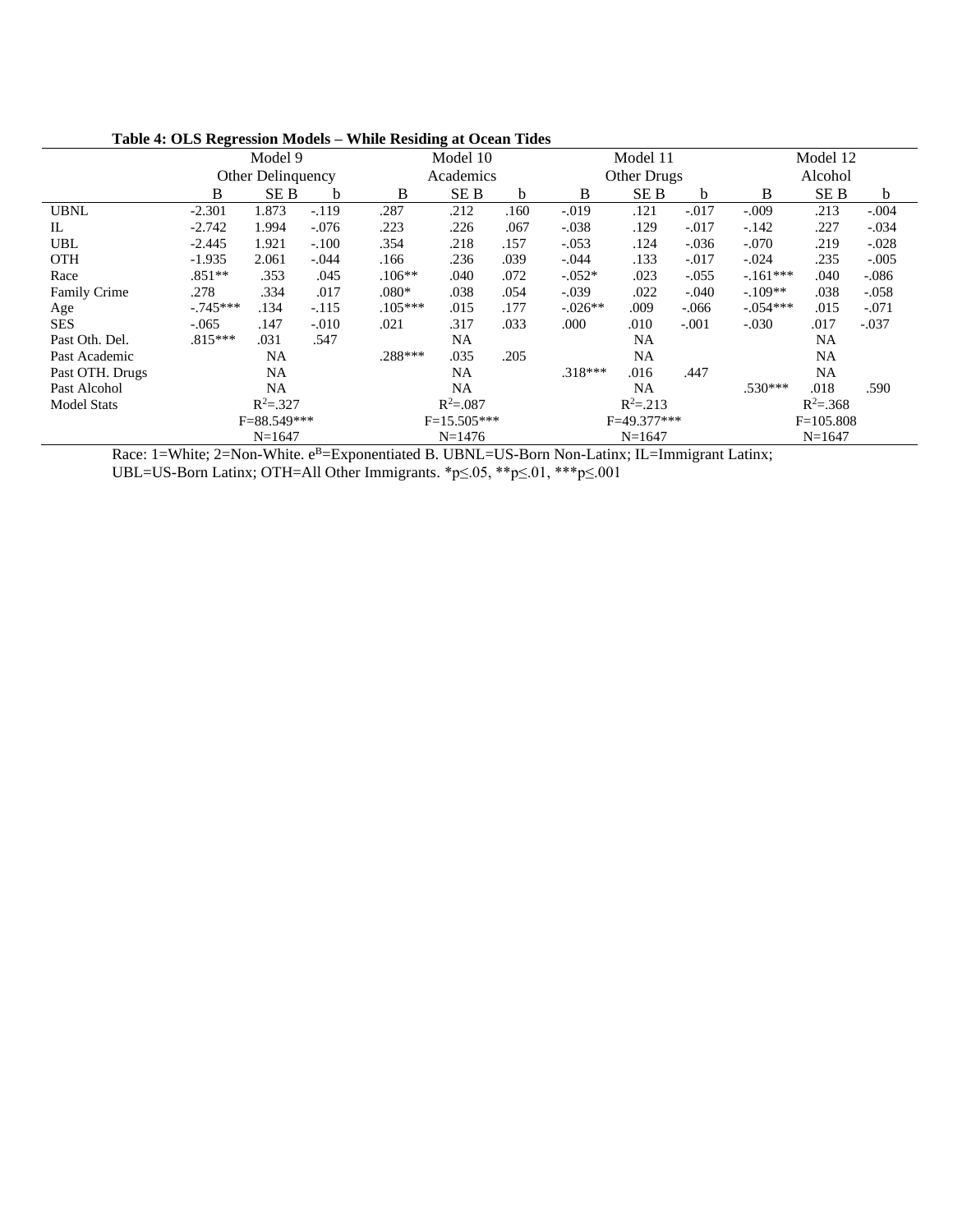**Table 4: OLS Regression Models – While Residing at Ocean Tides**

| | Model 9 | | | Model 10 | | | Model 11 | | | Model 12 | | |
|---|---|---|---|---|---|---|---|---|---|---|---|---|
| | Other Delinquency | | | Academics | | | Other Drugs | | | Alcohol | | |
| | B | SE B | b | B | SE B | b | B | SE B | b | B | SE B | b |
| UBNL | -2.301 | 1.873 | -.119 | .287 | .212 | .160 | -.019 | .121 | -.017 | -.009 | .213 | -.004 |
| IL | -2.742 | 1.994 | -.076 | .223 | .226 | .067 | -.038 | .129 | -.017 | -.142 | .227 | -.034 |
| UBL | -2.445 | 1.921 | -.100 | .354 | .218 | .157 | -.053 | .124 | -.036 | -.070 | .219 | -.028 |
| OTH | -1.935 | 2.061 | -.044 | .166 | .236 | .039 | -.044 | .133 | -.017 | -.024 | .235 | -.005 |
| Race | .851** | .353 | .045 | .106** | .040 | .072 | -.052* | .023 | -.055 | -.161*** | .040 | -.086 |
| Family Crime | .278 | .334 | .017 | .080* | .038 | .054 | -.039 | .022 | -.040 | -.109** | .038 | -.058 |
| Age | -.745*** | .134 | -.115 | .105*** | .015 | .177 | -.026** | .009 | -.066 | -.054*** | .015 | -.071 |
| SES | -.065 | .147 | -.010 | .021 | .317 | .033 | .000 | .010 | -.001 | -.030 | .017 | -.037 |
| Past Oth. Del. | .815*** | .031 | .547 | | NA | | | NA | | | NA | |
| Past Academic | | NA | | .288*** | .035 | .205 | | NA | | | NA | |
| Past OTH. Drugs | | NA | | | NA | | .318*** | .016 | .447 | | NA | |
| Past Alcohol | | NA | | | NA | | | NA | | .530*** | .018 | .590 |
| Model Stats | | $R^2$=.327 | | | $R^2$=.087 | | | $R^2$=.213 | | | $R^2$=.368 | |
| | | F=88.549*** | | | F=15.505*** | | | F=49.377*** | | | F=105.808 | |
| | | N=1647 | | | N=1476 | | | N=1647 | | | N=1647 | |

Race: 1=White; 2=Non-White. $e^B$=Exponentiated B. UBNL=US-Born Non-Latinx; IL=Immigrant Latinx; UBL=US-Born Latinx; OTH=All Other Immigrants. *p≤.05, **p≤.01, ***p≤.001